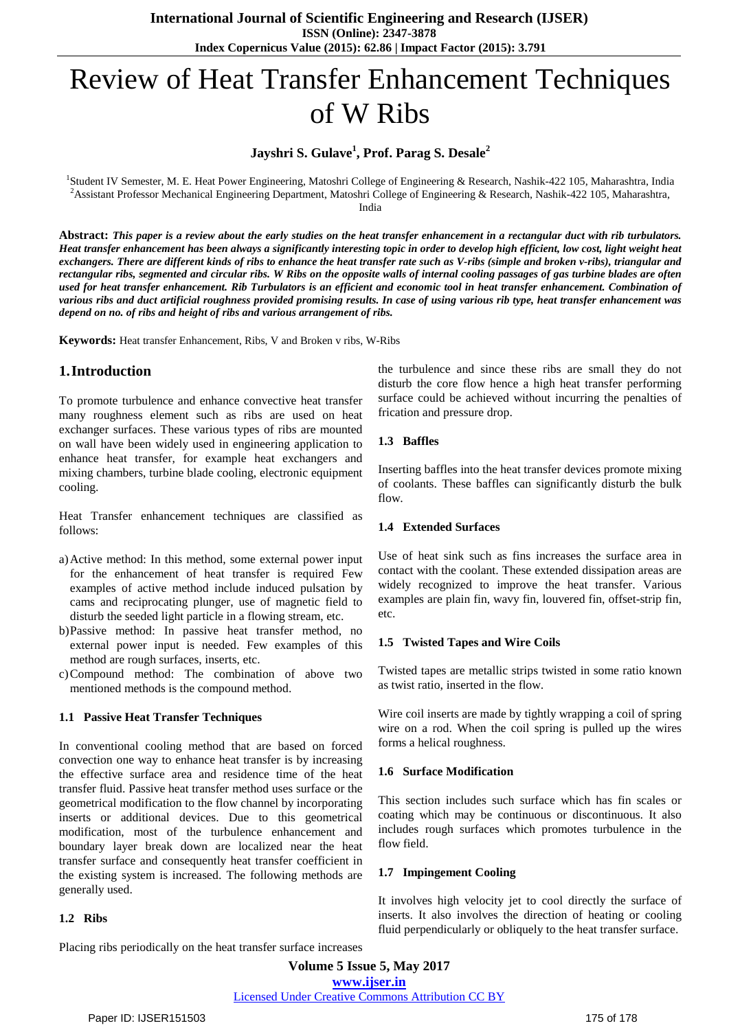# Review of Heat Transfer Enhancement Techniques of W Ribs

**Jayshri S. Gulave[1], Prof. Parag S. Desale[2]**

[1]Student IV Semester, M. E. Heat Power Engineering, Matoshri College of Engineering & Research, Nashik-422 105, Maharashtra, India
[2]Assistant Professor Mechanical Engineering Department, Matoshri College of Engineering & Research, Nashik-422 105, Maharashtra, India

**Abstract:** ***This paper is a review about the early studies on the heat transfer enhancement in a rectangular duct with rib turbulators. Heat transfer enhancement has been always a significantly interesting topic in order to develop high efficient, low cost, light weight heat exchangers. There are different kinds of ribs to enhance the heat transfer rate such as V-ribs (simple and broken v-ribs), triangular and rectangular ribs, segmented and circular ribs. W Ribs on the opposite walls of internal cooling passages of gas turbine blades are often used for heat transfer enhancement. Rib Turbulators is an efficient and economic tool in heat transfer enhancement. Combination of various ribs and duct artificial roughness provided promising results. In case of using various rib type, heat transfer enhancement was depend on no. of ribs and height of ribs and various arrangement of ribs.***

**Keywords:** Heat transfer Enhancement, Ribs, V and Broken v ribs, W-Ribs

## 1. Introduction

To promote turbulence and enhance convective heat transfer many roughness element such as ribs are used on heat exchanger surfaces. These various types of ribs are mounted on wall have been widely used in engineering application to enhance heat transfer, for example heat exchangers and mixing chambers, turbine blade cooling, electronic equipment cooling.

Heat Transfer enhancement techniques are classified as follows:

a) Active method: In this method, some external power input for the enhancement of heat transfer is required Few examples of active method include induced pulsation by cams and reciprocating plunger, use of magnetic field to disturb the seeded light particle in a flowing stream, etc.
b) Passive method: In passive heat transfer method, no external power input is needed. Few examples of this method are rough surfaces, inserts, etc.
c) Compound method: The combination of above two mentioned methods is the compound method.

### 1.1 Passive Heat Transfer Techniques

In conventional cooling method that are based on forced convection one way to enhance heat transfer is by increasing the effective surface area and residence time of the heat transfer fluid. Passive heat transfer method uses surface or the geometrical modification to the flow channel by incorporating inserts or additional devices. Due to this geometrical modification, most of the turbulence enhancement and boundary layer break down are localized near the heat transfer surface and consequently heat transfer coefficient in the existing system is increased. The following methods are generally used.

### 1.2 Ribs

Placing ribs periodically on the heat transfer surface increases the turbulence and since these ribs are small they do not disturb the core flow hence a high heat transfer performing surface could be achieved without incurring the penalties of frication and pressure drop.

### 1.3 Baffles

Inserting baffles into the heat transfer devices promote mixing of coolants. These baffles can significantly disturb the bulk flow.

### 1.4 Extended Surfaces

Use of heat sink such as fins increases the surface area in contact with the coolant. These extended dissipation areas are widely recognized to improve the heat transfer. Various examples are plain fin, wavy fin, louvered fin, offset-strip fin, etc.

### 1.5 Twisted Tapes and Wire Coils

Twisted tapes are metallic strips twisted in some ratio known as twist ratio, inserted in the flow.

Wire coil inserts are made by tightly wrapping a coil of spring wire on a rod. When the coil spring is pulled up the wires forms a helical roughness.

### 1.6 Surface Modification

This section includes such surface which has fin scales or coating which may be continuous or discontinuous. It also includes rough surfaces which promotes turbulence in the flow field.

### 1.7 Impingement Cooling

It involves high velocity jet to cool directly the surface of inserts. It also involves the direction of heating or cooling fluid perpendicularly or obliquely to the heat transfer surface.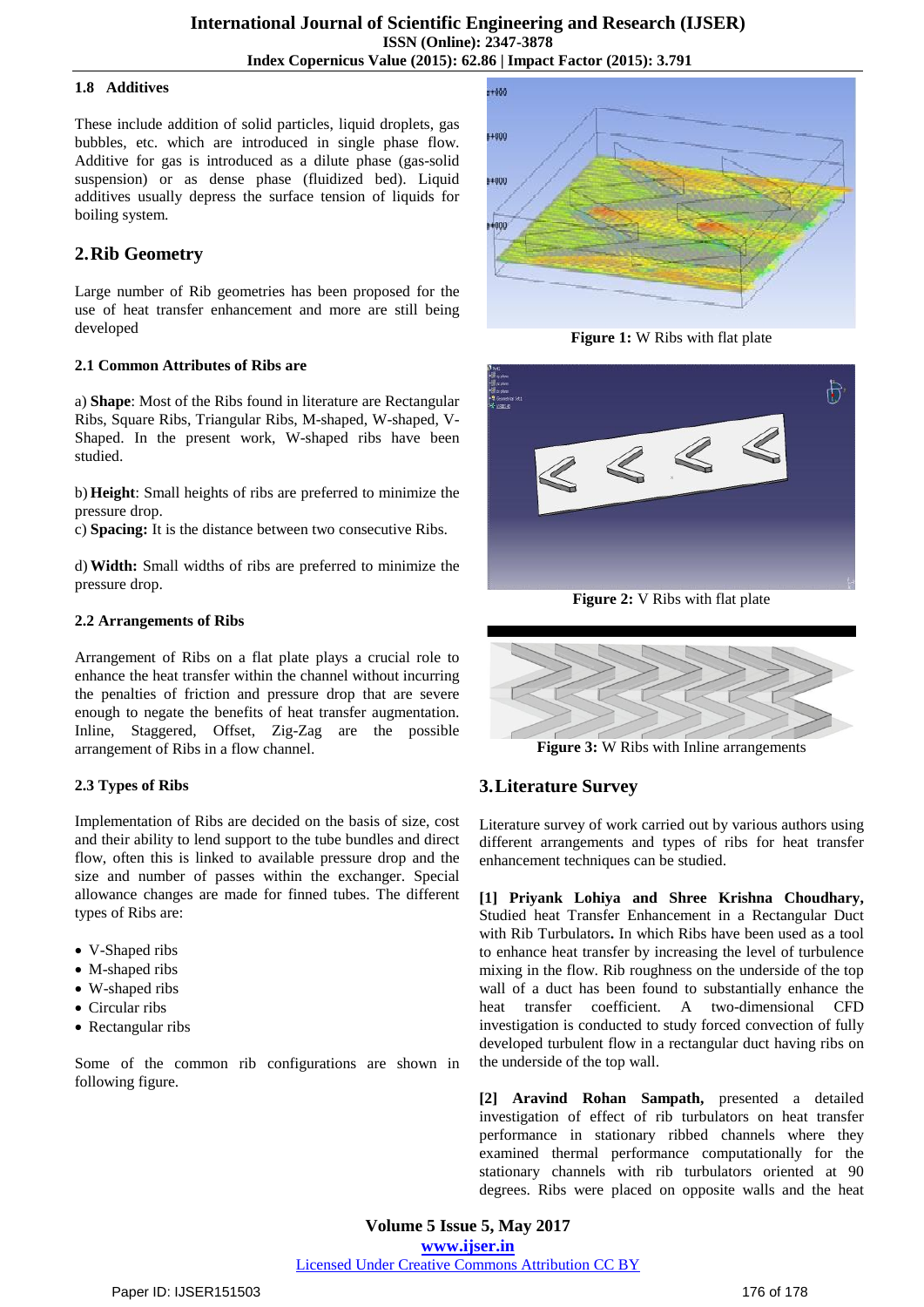### 1.8 Additives

These include addition of solid particles, liquid droplets, gas bubbles, etc. which are introduced in single phase flow. Additive for gas is introduced as a dilute phase (gas-solid suspension) or as dense phase (fluidized bed). Liquid additives usually depress the surface tension of liquids for boiling system.

## 2. Rib Geometry

Large number of Rib geometries has been proposed for the use of heat transfer enhancement and more are still being developed

### 2.1 Common Attributes of Ribs are

a) **Shape**: Most of the Ribs found in literature are Rectangular Ribs, Square Ribs, Triangular Ribs, M-shaped, W-shaped, V-Shaped. In the present work, W-shaped ribs have been studied.

b) **Height**: Small heights of ribs are preferred to minimize the pressure drop.

c) **Spacing:** It is the distance between two consecutive Ribs.

d) **Width:** Small widths of ribs are preferred to minimize the pressure drop.

### 2.2 Arrangements of Ribs

Arrangement of Ribs on a flat plate plays a crucial role to enhance the heat transfer within the channel without incurring the penalties of friction and pressure drop that are severe enough to negate the benefits of heat transfer augmentation. Inline, Staggered, Offset, Zig-Zag are the possible arrangement of Ribs in a flow channel.

### 2.3 Types of Ribs

Implementation of Ribs are decided on the basis of size, cost and their ability to lend support to the tube bundles and direct flow, often this is linked to available pressure drop and the size and number of passes within the exchanger. Special allowance changes are made for finned tubes. The different types of Ribs are:

- V-Shaped ribs
- M-shaped ribs
- W-shaped ribs
- Circular ribs
- Rectangular ribs

Some of the common rib configurations are shown in following figure.

**Figure 1:** W Ribs with flat plate

**Figure 2:** V Ribs with flat plate

**Figure 3:** W Ribs with Inline arrangements

## 3. Literature Survey

Literature survey of work carried out by various authors using different arrangements and types of ribs for heat transfer enhancement techniques can be studied.

**[1] Priyank Lohiya and Shree Krishna Choudhary,** Studied heat Transfer Enhancement in a Rectangular Duct with Rib Turbulators**.** In which Ribs have been used as a tool to enhance heat transfer by increasing the level of turbulence mixing in the flow. Rib roughness on the underside of the top wall of a duct has been found to substantially enhance the heat transfer coefficient. A two-dimensional CFD investigation is conducted to study forced convection of fully developed turbulent flow in a rectangular duct having ribs on the underside of the top wall.

**[2] Aravind Rohan Sampath,** presented a detailed investigation of effect of rib turbulators on heat transfer performance in stationary ribbed channels where they examined thermal performance computationally for the stationary channels with rib turbulators oriented at 90 degrees. Ribs were placed on opposite walls and the heat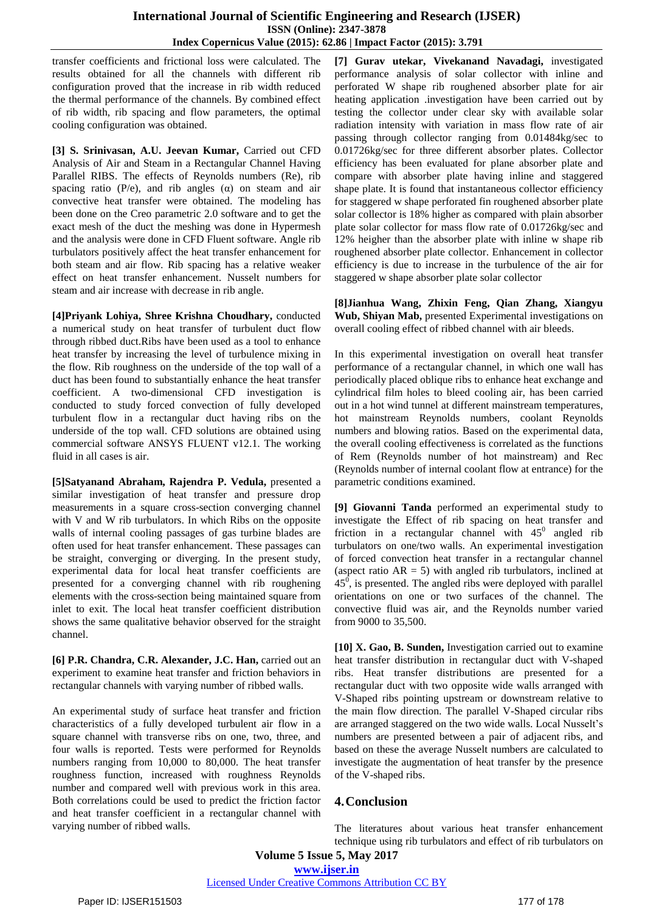transfer coefficients and frictional loss were calculated. The results obtained for all the channels with different rib configuration proved that the increase in rib width reduced the thermal performance of the channels. By combined effect of rib width, rib spacing and flow parameters, the optimal cooling configuration was obtained.

**[3] S. Srinivasan, A.U. Jeevan Kumar,** Carried out CFD Analysis of Air and Steam in a Rectangular Channel Having Parallel RIBS. The effects of Reynolds numbers (Re), rib spacing ratio (P/e), and rib angles (α) on steam and air convective heat transfer were obtained. The modeling has been done on the Creo parametric 2.0 software and to get the exact mesh of the duct the meshing was done in Hypermesh and the analysis were done in CFD Fluent software. Angle rib turbulators positively affect the heat transfer enhancement for both steam and air flow. Rib spacing has a relative weaker effect on heat transfer enhancement. Nusselt numbers for steam and air increase with decrease in rib angle.

**[4]Priyank Lohiya, Shree Krishna Choudhary,** conducted a numerical study on heat transfer of turbulent duct flow through ribbed duct.Ribs have been used as a tool to enhance heat transfer by increasing the level of turbulence mixing in the flow. Rib roughness on the underside of the top wall of a duct has been found to substantially enhance the heat transfer coefficient. A two-dimensional CFD investigation is conducted to study forced convection of fully developed turbulent flow in a rectangular duct having ribs on the underside of the top wall. CFD solutions are obtained using commercial software ANSYS FLUENT v12.1. The working fluid in all cases is air.

**[5]Satyanand Abraham, Rajendra P. Vedula,** presented a similar investigation of heat transfer and pressure drop measurements in a square cross-section converging channel with V and W rib turbulators. In which Ribs on the opposite walls of internal cooling passages of gas turbine blades are often used for heat transfer enhancement. These passages can be straight, converging or diverging. In the present study, experimental data for local heat transfer coefficients are presented for a converging channel with rib roughening elements with the cross-section being maintained square from inlet to exit. The local heat transfer coefficient distribution shows the same qualitative behavior observed for the straight channel.

**[6] P.R. Chandra, C.R. Alexander, J.C. Han,** carried out an experiment to examine heat transfer and friction behaviors in rectangular channels with varying number of ribbed walls.

An experimental study of surface heat transfer and friction characteristics of a fully developed turbulent air flow in a square channel with transverse ribs on one, two, three, and four walls is reported. Tests were performed for Reynolds numbers ranging from 10,000 to 80,000. The heat transfer roughness function, increased with roughness Reynolds number and compared well with previous work in this area. Both correlations could be used to predict the friction factor and heat transfer coefficient in a rectangular channel with varying number of ribbed walls.

**[7] Gurav utekar, Vivekanand Navadagi,** investigated performance analysis of solar collector with inline and perforated W shape rib roughened absorber plate for air heating application .investigation have been carried out by testing the collector under clear sky with available solar radiation intensity with variation in mass flow rate of air passing through collector ranging from 0.01484kg/sec to 0.01726kg/sec for three different absorber plates. Collector efficiency has been evaluated for plane absorber plate and compare with absorber plate having inline and staggered shape plate. It is found that instantaneous collector efficiency for staggered w shape perforated fin roughened absorber plate solar collector is 18% higher as compared with plain absorber plate solar collector for mass flow rate of 0.01726kg/sec and 12% heigher than the absorber plate with inline w shape rib roughened absorber plate collector. Enhancement in collector efficiency is due to increase in the turbulence of the air for staggered w shape absorber plate solar collector

**[8]Jianhua Wang, Zhixin Feng, Qian Zhang, Xiangyu Wub, Shiyan Mab,** presented Experimental investigations on overall cooling effect of ribbed channel with air bleeds.

In this experimental investigation on overall heat transfer performance of a rectangular channel, in which one wall has periodically placed oblique ribs to enhance heat exchange and cylindrical film holes to bleed cooling air, has been carried out in a hot wind tunnel at different mainstream temperatures, hot mainstream Reynolds numbers, coolant Reynolds numbers and blowing ratios. Based on the experimental data, the overall cooling effectiveness is correlated as the functions of Rem (Reynolds number of hot mainstream) and Rec (Reynolds number of internal coolant flow at entrance) for the parametric conditions examined.

**[9] Giovanni Tanda** performed an experimental study to investigate the Effect of rib spacing on heat transfer and friction in a rectangular channel with $45^0$ angled rib turbulators on one/two walls. An experimental investigation of forced convection heat transfer in a rectangular channel (aspect ratio AR = 5) with angled rib turbulators, inclined at $45^0$, is presented. The angled ribs were deployed with parallel orientations on one or two surfaces of the channel. The convective fluid was air, and the Reynolds number varied from 9000 to 35,500.

**[10] X. Gao, B. Sunden,** Investigation carried out to examine heat transfer distribution in rectangular duct with V-shaped ribs. Heat transfer distributions are presented for a rectangular duct with two opposite wide walls arranged with V-Shaped ribs pointing upstream or downstream relative to the main flow direction. The parallel V-Shaped circular ribs are arranged staggered on the two wide walls. Local Nusselt's numbers are presented between a pair of adjacent ribs, and based on these the average Nusselt numbers are calculated to investigate the augmentation of heat transfer by the presence of the V-shaped ribs.

## 4. Conclusion

The literatures about various heat transfer enhancement technique using rib turbulators and effect of rib turbulators on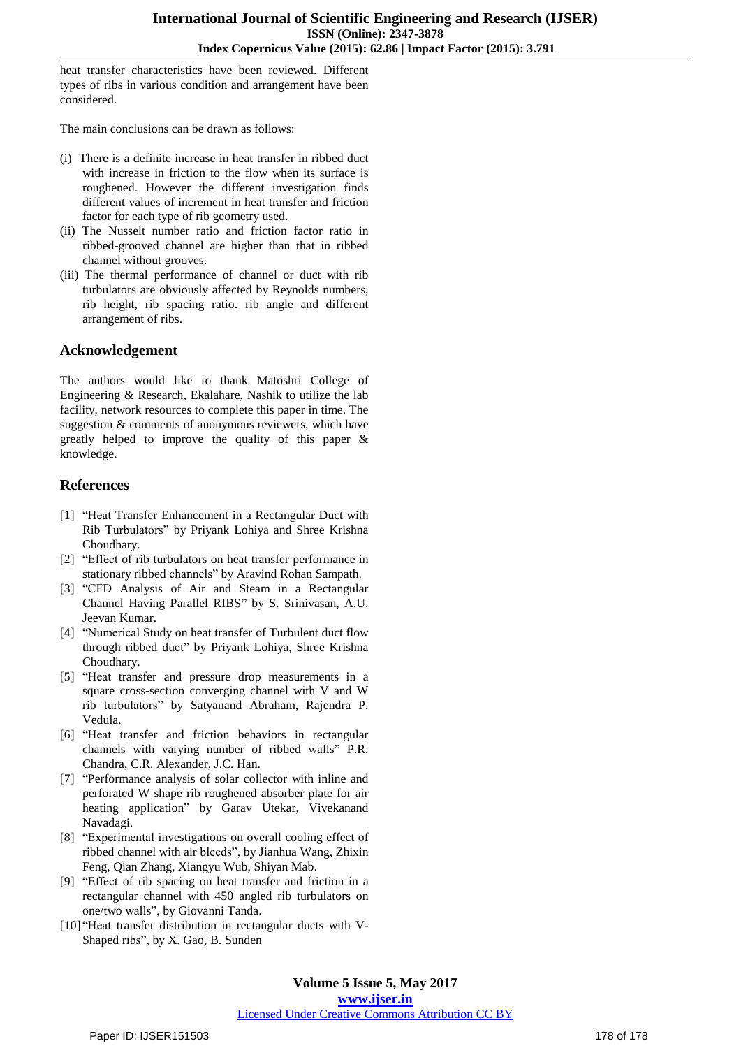heat transfer characteristics have been reviewed. Different types of ribs in various condition and arrangement have been considered.

The main conclusions can be drawn as follows:

(i) There is a definite increase in heat transfer in ribbed duct with increase in friction to the flow when its surface is roughened. However the different investigation finds different values of increment in heat transfer and friction factor for each type of rib geometry used.
(ii) The Nusselt number ratio and friction factor ratio in ribbed-grooved channel are higher than that in ribbed channel without grooves.
(iii) The thermal performance of channel or duct with rib turbulators are obviously affected by Reynolds numbers, rib height, rib spacing ratio. rib angle and different arrangement of ribs.

## Acknowledgement

The authors would like to thank Matoshri College of Engineering & Research, Ekalahare, Nashik to utilize the lab facility, network resources to complete this paper in time. The suggestion & comments of anonymous reviewers, which have greatly helped to improve the quality of this paper & knowledge.

## References

[1] "Heat Transfer Enhancement in a Rectangular Duct with Rib Turbulators" by Priyank Lohiya and Shree Krishna Choudhary.
[2] "Effect of rib turbulators on heat transfer performance in stationary ribbed channels" by Aravind Rohan Sampath.
[3] "CFD Analysis of Air and Steam in a Rectangular Channel Having Parallel RIBS" by S. Srinivasan, A.U. Jeevan Kumar.
[4] "Numerical Study on heat transfer of Turbulent duct flow through ribbed duct" by Priyank Lohiya, Shree Krishna Choudhary.
[5] "Heat transfer and pressure drop measurements in a square cross-section converging channel with V and W rib turbulators" by Satyanand Abraham, Rajendra P. Vedula.
[6] "Heat transfer and friction behaviors in rectangular channels with varying number of ribbed walls" P.R. Chandra, C.R. Alexander, J.C. Han.
[7] "Performance analysis of solar collector with inline and perforated W shape rib roughened absorber plate for air heating application" by Garav Utekar, Vivekanand Navadagi.
[8] "Experimental investigations on overall cooling effect of ribbed channel with air bleeds", by Jianhua Wang, Zhixin Feng, Qian Zhang, Xiangyu Wub, Shiyan Mab.
[9] "Effect of rib spacing on heat transfer and friction in a rectangular channel with 450 angled rib turbulators on one/two walls", by Giovanni Tanda.
[10] "Heat transfer distribution in rectangular ducts with V-Shaped ribs", by X. Gao, B. Sunden